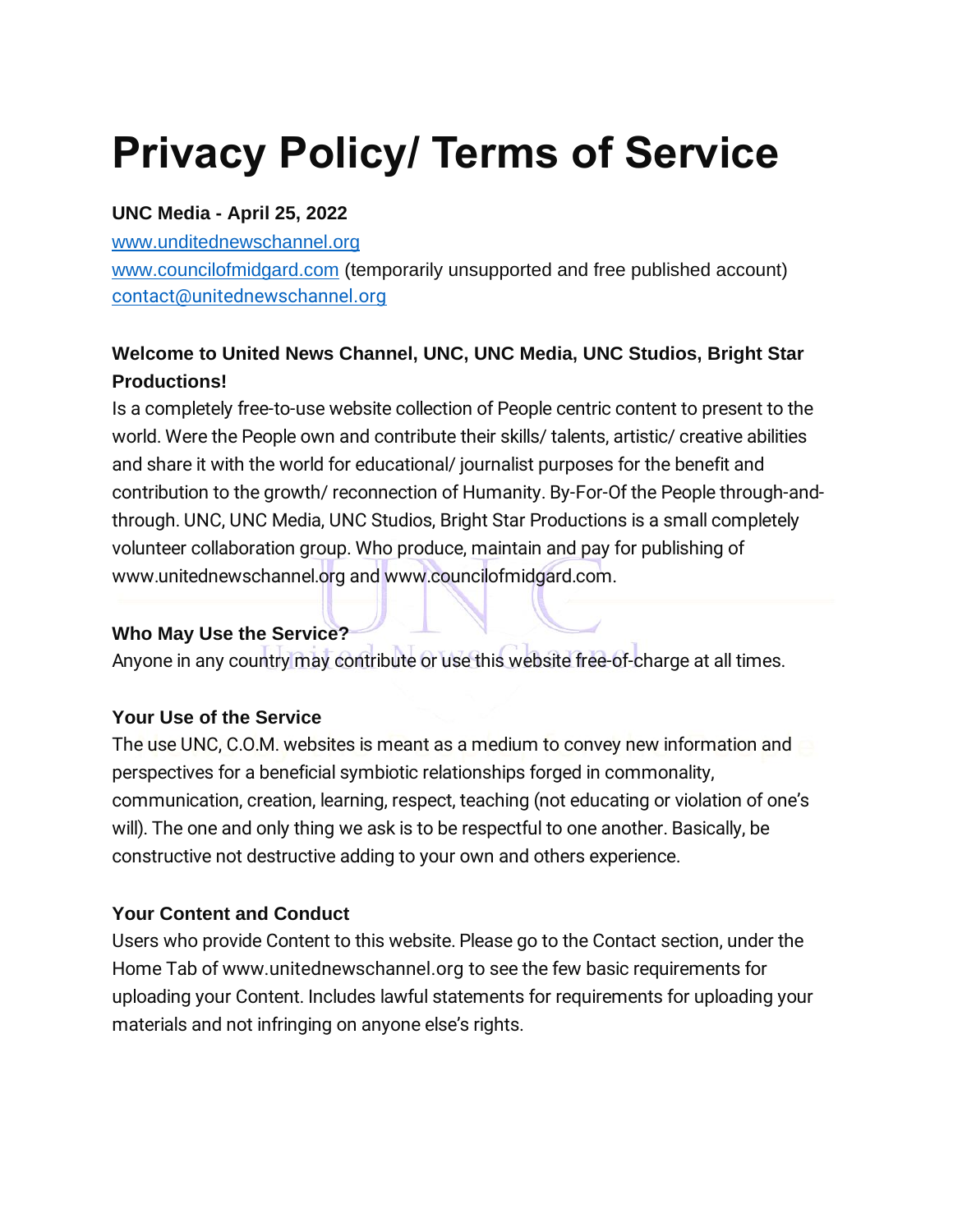# Privacy Policy/ Terms of Service

**UNC Media - April 25, 2022**

www.unditednewschannel.org
www.councilofmidgard.com (temporarily unsupported and free published account)
contact@unitednewschannel.org

**Welcome to United News Channel, UNC, UNC Media, UNC Studios, Bright Star Productions!**

Is a completely free-to-use website collection of People centric content to present to the world. Were the People own and contribute their skills/ talents, artistic/ creative abilities and share it with the world for educational/ journalist purposes for the benefit and contribution to the growth/ reconnection of Humanity. By-For-Of the People through-and-through. UNC, UNC Media, UNC Studios, Bright Star Productions is a small completely volunteer collaboration group. Who produce, maintain and pay for publishing of www.unitednewschannel.org and www.councilofmidgard.com.

**Who May Use the Service?**

Anyone in any country may contribute or use this website free-of-charge at all times.

**Your Use of the Service**

The use UNC, C.O.M. websites is meant as a medium to convey new information and perspectives for a beneficial symbiotic relationships forged in commonality, communication, creation, learning, respect, teaching (not educating or violation of one's will). The one and only thing we ask is to be respectful to one another. Basically, be constructive not destructive adding to your own and others experience.

**Your Content and Conduct**

Users who provide Content to this website. Please go to the Contact section, under the Home Tab of www.unitednewschannel.org to see the few basic requirements for uploading your Content. Includes lawful statements for requirements for uploading your materials and not infringing on anyone else's rights.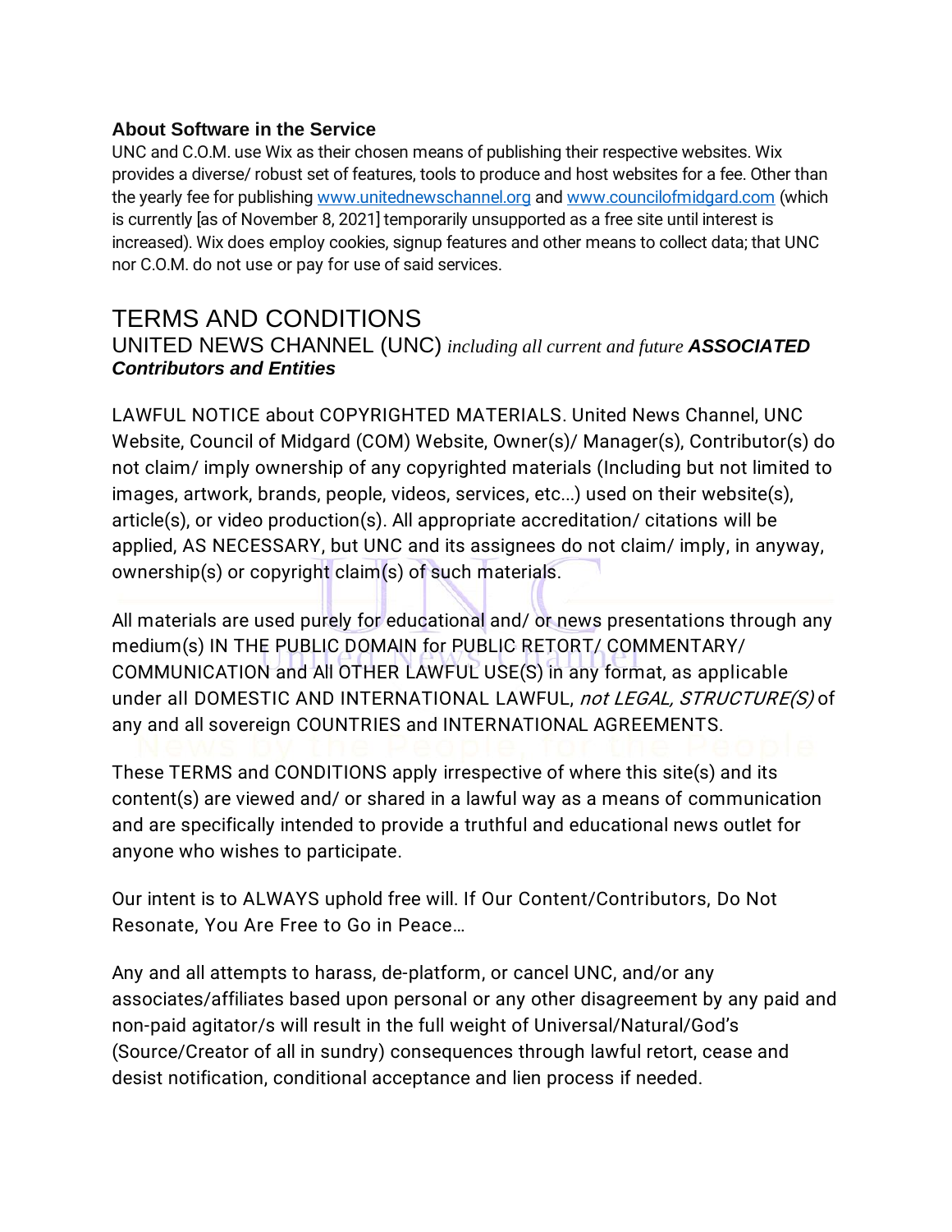### About Software in the Service

UNC and C.O.M. use Wix as their chosen means of publishing their respective websites. Wix provides a diverse/ robust set of features, tools to produce and host websites for a fee. Other than the yearly fee for publishing www.unitednewschannel.org and www.councilofmidgard.com (which is currently [as of November 8, 2021] temporarily unsupported as a free site until interest is increased). Wix does employ cookies, signup features and other means to collect data; that UNC nor C.O.M. do not use or pay for use of said services.

# TERMS AND CONDITIONS

## UNITED NEWS CHANNEL (UNC) *including all current and future* ***ASSOCIATED Contributors and Entities***

LAWFUL NOTICE about COPYRIGHTED MATERIALS. United News Channel, UNC Website, Council of Midgard (COM) Website, Owner(s)/ Manager(s), Contributor(s) do not claim/ imply ownership of any copyrighted materials (Including but not limited to images, artwork, brands, people, videos, services, etc…) used on their website(s), article(s), or video production(s). All appropriate accreditation/ citations will be applied, AS NECESSARY, but UNC and its assignees do not claim/ imply, in anyway, ownership(s) or copyright claim(s) of such materials.

All materials are used purely for educational and/ or news presentations through any medium(s) IN THE PUBLIC DOMAIN for PUBLIC RETORT/ COMMENTARY/ COMMUNICATION and All OTHER LAWFUL USE(S) in any format, as applicable under all DOMESTIC AND INTERNATIONAL LAWFUL, *not LEGAL, STRUCTURE(S)* of any and all sovereign COUNTRIES and INTERNATIONAL AGREEMENTS.

These TERMS and CONDITIONS apply irrespective of where this site(s) and its content(s) are viewed and/ or shared in a lawful way as a means of communication and are specifically intended to provide a truthful and educational news outlet for anyone who wishes to participate.

Our intent is to ALWAYS uphold free will. If Our Content/Contributors, Do Not Resonate, You Are Free to Go in Peace…

Any and all attempts to harass, de-platform, or cancel UNC, and/or any associates/affiliates based upon personal or any other disagreement by any paid and non-paid agitator/s will result in the full weight of Universal/Natural/God's (Source/Creator of all in sundry) consequences through lawful retort, cease and desist notification, conditional acceptance and lien process if needed.